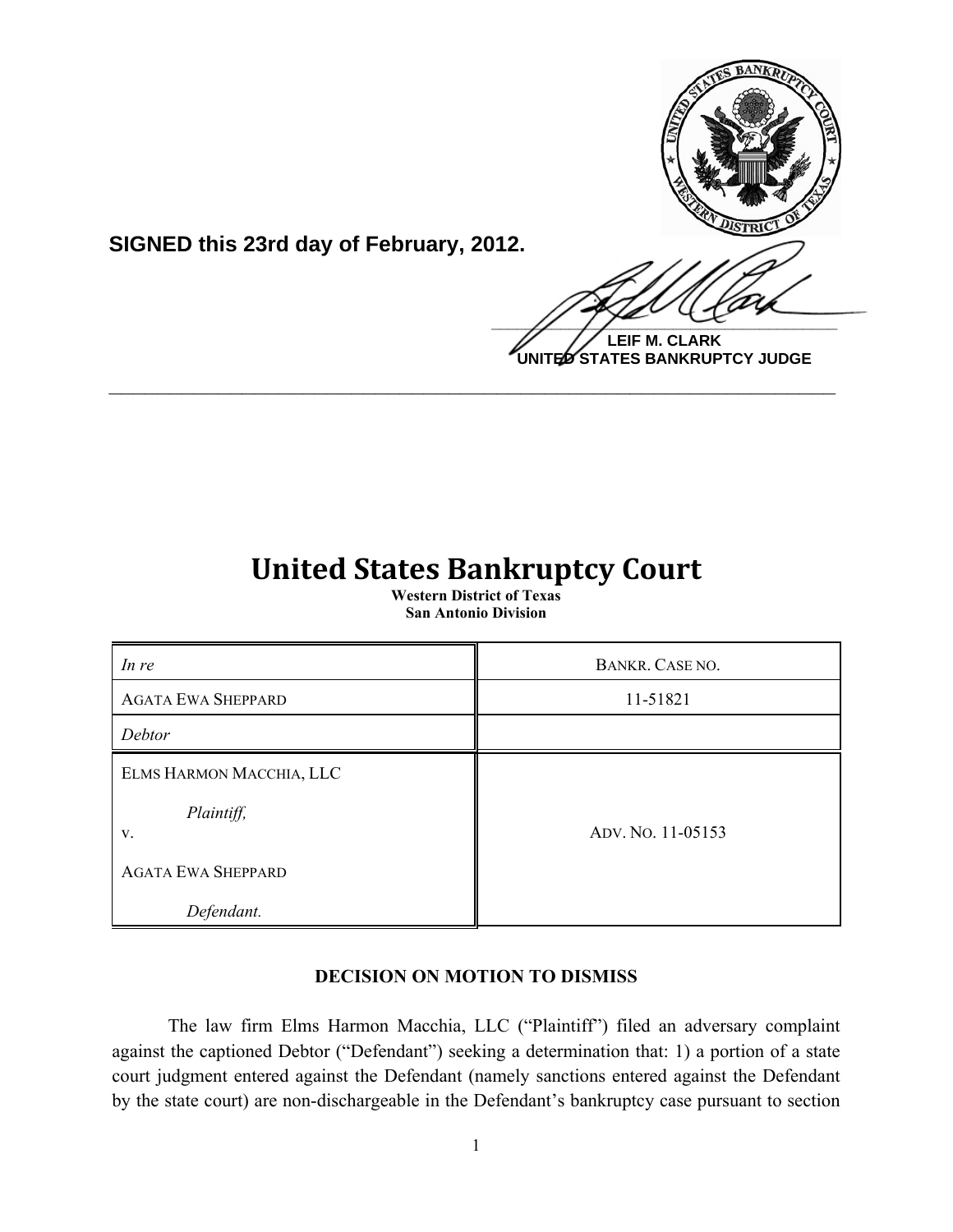**SIGNED this 23rd day of February, 2012.**

**LEIF M. CLARK**
**UNITED STATES BANKRUPTCY JUDGE**

---

# United States Bankruptcy Court

**Western District of Texas**
**San Antonio Division**

| | |
|---|---|
| *In re* | BANKR. CASE NO. |
| AGATA EWA SHEPPARD | 11-51821 |
| *Debtor* | |
| ELMS HARMON MACCHIA, LLC<br><br>*Plaintiff,*<br>v.<br><br>AGATA EWA SHEPPARD<br><br>*Defendant.* | ADV. NO. 11-05153 |

## DECISION ON MOTION TO DISMISS

The law firm Elms Harmon Macchia, LLC ("Plaintiff") filed an adversary complaint against the captioned Debtor ("Defendant") seeking a determination that: 1) a portion of a state court judgment entered against the Defendant (namely sanctions entered against the Defendant by the state court) are non-dischargeable in the Defendant's bankruptcy case pursuant to section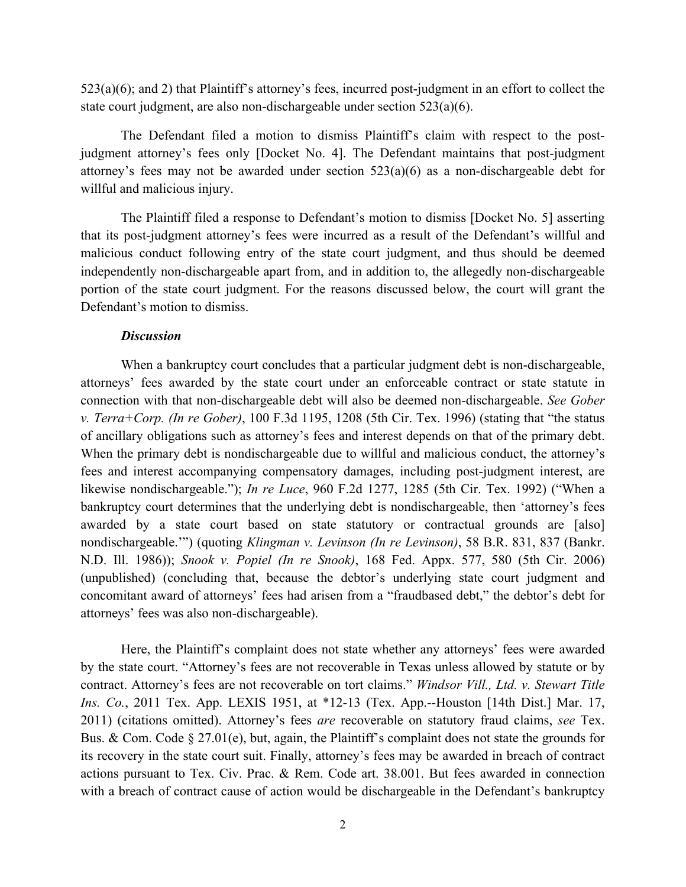523(a)(6); and 2) that Plaintiff's attorney's fees, incurred post-judgment in an effort to collect the state court judgment, are also non-dischargeable under section 523(a)(6).

The Defendant filed a motion to dismiss Plaintiff's claim with respect to the post-judgment attorney's fees only [Docket No. 4]. The Defendant maintains that post-judgment attorney's fees may not be awarded under section 523(a)(6) as a non-dischargeable debt for willful and malicious injury.

The Plaintiff filed a response to Defendant's motion to dismiss [Docket No. 5] asserting that its post-judgment attorney's fees were incurred as a result of the Defendant's willful and malicious conduct following entry of the state court judgment, and thus should be deemed independently non-dischargeable apart from, and in addition to, the allegedly non-dischargeable portion of the state court judgment. For the reasons discussed below, the court will grant the Defendant's motion to dismiss.

***Discussion***

When a bankruptcy court concludes that a particular judgment debt is non-dischargeable, attorneys' fees awarded by the state court under an enforceable contract or state statute in connection with that non-dischargeable debt will also be deemed non-dischargeable. *See Gober v. Terra+Corp. (In re Gober)*, 100 F.3d 1195, 1208 (5th Cir. Tex. 1996) (stating that "the status of ancillary obligations such as attorney's fees and interest depends on that of the primary debt. When the primary debt is nondischargeable due to willful and malicious conduct, the attorney's fees and interest accompanying compensatory damages, including post-judgment interest, are likewise nondischargeable."); *In re Luce*, 960 F.2d 1277, 1285 (5th Cir. Tex. 1992) ("When a bankruptcy court determines that the underlying debt is nondischargeable, then 'attorney's fees awarded by a state court based on state statutory or contractual grounds are [also] nondischargeable.'") (quoting *Klingman v. Levinson (In re Levinson)*, 58 B.R. 831, 837 (Bankr. N.D. Ill. 1986)); *Snook v. Popiel (In re Snook)*, 168 Fed. Appx. 577, 580 (5th Cir. 2006) (unpublished) (concluding that, because the debtor's underlying state court judgment and concomitant award of attorneys' fees had arisen from a "fraudbased debt," the debtor's debt for attorneys' fees was also non-dischargeable).

Here, the Plaintiff's complaint does not state whether any attorneys' fees were awarded by the state court. "Attorney's fees are not recoverable in Texas unless allowed by statute or by contract. Attorney's fees are not recoverable on tort claims." *Windsor Vill., Ltd. v. Stewart Title Ins. Co.*, 2011 Tex. App. LEXIS 1951, at *12-13 (Tex. App.--Houston [14th Dist.] Mar. 17, 2011) (citations omitted). Attorney's fees *are* recoverable on statutory fraud claims, *see* Tex. Bus. & Com. Code § 27.01(e), but, again, the Plaintiff's complaint does not state the grounds for its recovery in the state court suit. Finally, attorney's fees may be awarded in breach of contract actions pursuant to Tex. Civ. Prac. & Rem. Code art. 38.001. But fees awarded in connection with a breach of contract cause of action would be dischargeable in the Defendant's bankruptcy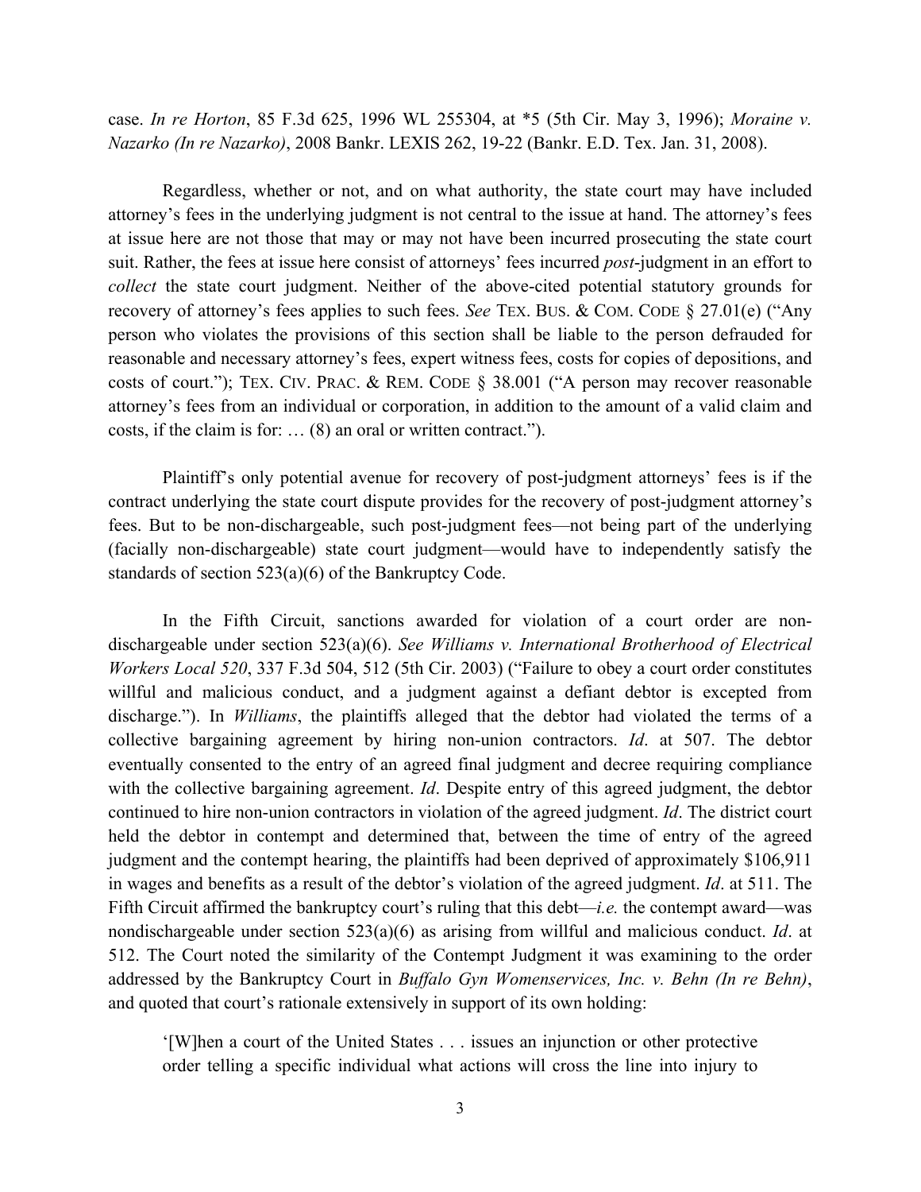case. *In re Horton*, 85 F.3d 625, 1996 WL 255304, at *5 (5th Cir. May 3, 1996); *Moraine v. Nazarko (In re Nazarko)*, 2008 Bankr. LEXIS 262, 19-22 (Bankr. E.D. Tex. Jan. 31, 2008).

Regardless, whether or not, and on what authority, the state court may have included attorney's fees in the underlying judgment is not central to the issue at hand. The attorney's fees at issue here are not those that may or may not have been incurred prosecuting the state court suit. Rather, the fees at issue here consist of attorneys' fees incurred *post*-judgment in an effort to *collect* the state court judgment. Neither of the above-cited potential statutory grounds for recovery of attorney's fees applies to such fees. *See* TEX. BUS. & COM. CODE § 27.01(e) ("Any person who violates the provisions of this section shall be liable to the person defrauded for reasonable and necessary attorney's fees, expert witness fees, costs for copies of depositions, and costs of court."); TEX. CIV. PRAC. & REM. CODE § 38.001 ("A person may recover reasonable attorney's fees from an individual or corporation, in addition to the amount of a valid claim and costs, if the claim is for: … (8) an oral or written contract.").

Plaintiff's only potential avenue for recovery of post-judgment attorneys' fees is if the contract underlying the state court dispute provides for the recovery of post-judgment attorney's fees. But to be non-dischargeable, such post-judgment fees—not being part of the underlying (facially non-dischargeable) state court judgment—would have to independently satisfy the standards of section 523(a)(6) of the Bankruptcy Code.

In the Fifth Circuit, sanctions awarded for violation of a court order are non-dischargeable under section 523(a)(6). *See Williams v. International Brotherhood of Electrical Workers Local 520*, 337 F.3d 504, 512 (5th Cir. 2003) ("Failure to obey a court order constitutes willful and malicious conduct, and a judgment against a defiant debtor is excepted from discharge."). In *Williams*, the plaintiffs alleged that the debtor had violated the terms of a collective bargaining agreement by hiring non-union contractors. *Id*. at 507. The debtor eventually consented to the entry of an agreed final judgment and decree requiring compliance with the collective bargaining agreement. *Id*. Despite entry of this agreed judgment, the debtor continued to hire non-union contractors in violation of the agreed judgment. *Id*. The district court held the debtor in contempt and determined that, between the time of entry of the agreed judgment and the contempt hearing, the plaintiffs had been deprived of approximately $106,911 in wages and benefits as a result of the debtor's violation of the agreed judgment. *Id*. at 511. The Fifth Circuit affirmed the bankruptcy court's ruling that this debt—*i.e.* the contempt award—was nondischargeable under section 523(a)(6) as arising from willful and malicious conduct. *Id*. at 512. The Court noted the similarity of the Contempt Judgment it was examining to the order addressed by the Bankruptcy Court in *Buffalo Gyn Womenservices, Inc. v. Behn (In re Behn)*, and quoted that court's rationale extensively in support of its own holding:

> '[W]hen a court of the United States . . . issues an injunction or other protective order telling a specific individual what actions will cross the line into injury to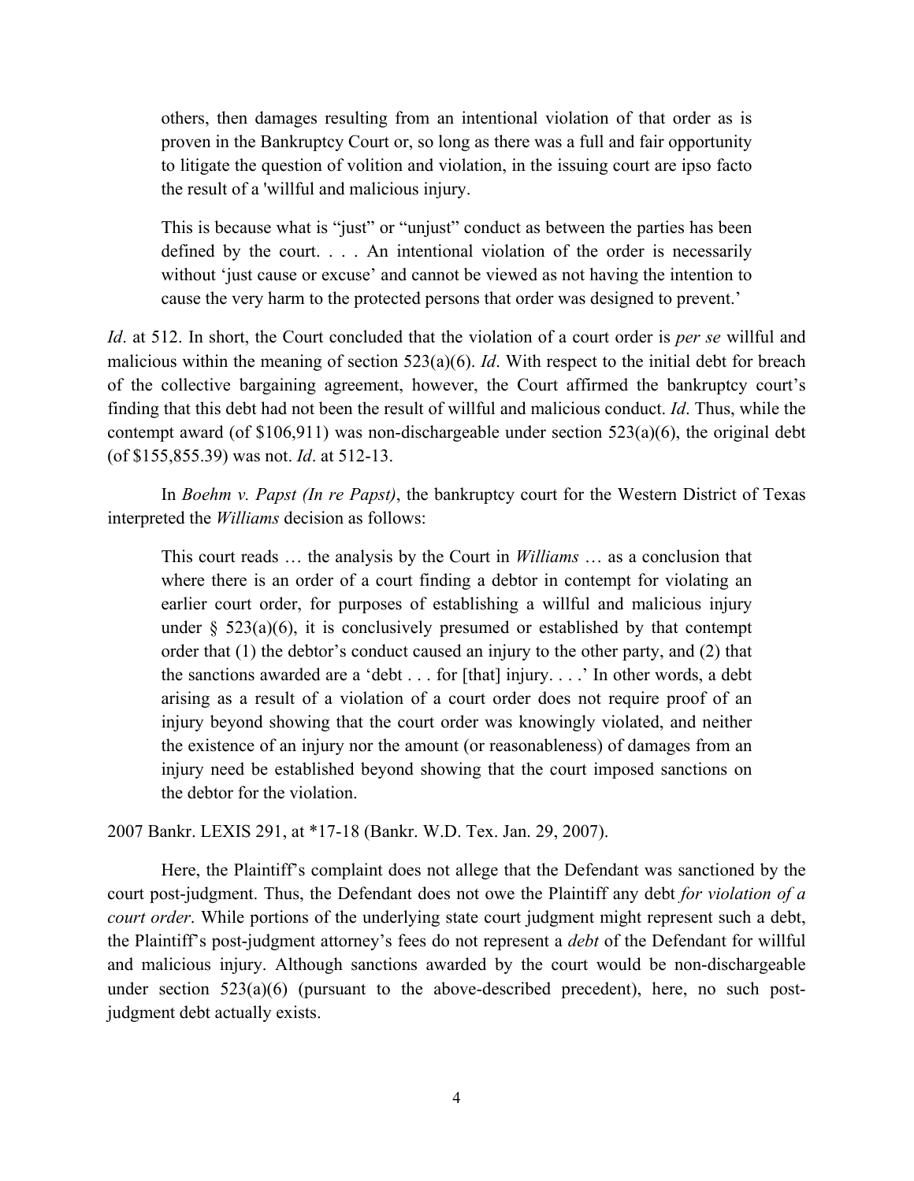> others, then damages resulting from an intentional violation of that order as is proven in the Bankruptcy Court or, so long as there was a full and fair opportunity to litigate the question of volition and violation, in the issuing court are ipso facto the result of a 'willful and malicious injury.
>
> This is because what is "just" or "unjust" conduct as between the parties has been defined by the court. . . . An intentional violation of the order is necessarily without 'just cause or excuse' and cannot be viewed as not having the intention to cause the very harm to the protected persons that order was designed to prevent.'

*Id*. at 512. In short, the Court concluded that the violation of a court order is *per se* willful and malicious within the meaning of section 523(a)(6). *Id*. With respect to the initial debt for breach of the collective bargaining agreement, however, the Court affirmed the bankruptcy court's finding that this debt had not been the result of willful and malicious conduct. *Id*. Thus, while the contempt award (of $106,911) was non-dischargeable under section 523(a)(6), the original debt (of $155,855.39) was not. *Id*. at 512-13.

In *Boehm v. Papst (In re Papst)*, the bankruptcy court for the Western District of Texas interpreted the *Williams* decision as follows:

> This court reads … the analysis by the Court in *Williams* … as a conclusion that where there is an order of a court finding a debtor in contempt for violating an earlier court order, for purposes of establishing a willful and malicious injury under § 523(a)(6), it is conclusively presumed or established by that contempt order that (1) the debtor's conduct caused an injury to the other party, and (2) that the sanctions awarded are a 'debt . . . for [that] injury. . . .' In other words, a debt arising as a result of a violation of a court order does not require proof of an injury beyond showing that the court order was knowingly violated, and neither the existence of an injury nor the amount (or reasonableness) of damages from an injury need be established beyond showing that the court imposed sanctions on the debtor for the violation.

2007 Bankr. LEXIS 291, at *17-18 (Bankr. W.D. Tex. Jan. 29, 2007).

Here, the Plaintiff's complaint does not allege that the Defendant was sanctioned by the court post-judgment. Thus, the Defendant does not owe the Plaintiff any debt *for violation of a court order*. While portions of the underlying state court judgment might represent such a debt, the Plaintiff's post-judgment attorney's fees do not represent a *debt* of the Defendant for willful and malicious injury. Although sanctions awarded by the court would be non-dischargeable under section 523(a)(6) (pursuant to the above-described precedent), here, no such post-judgment debt actually exists.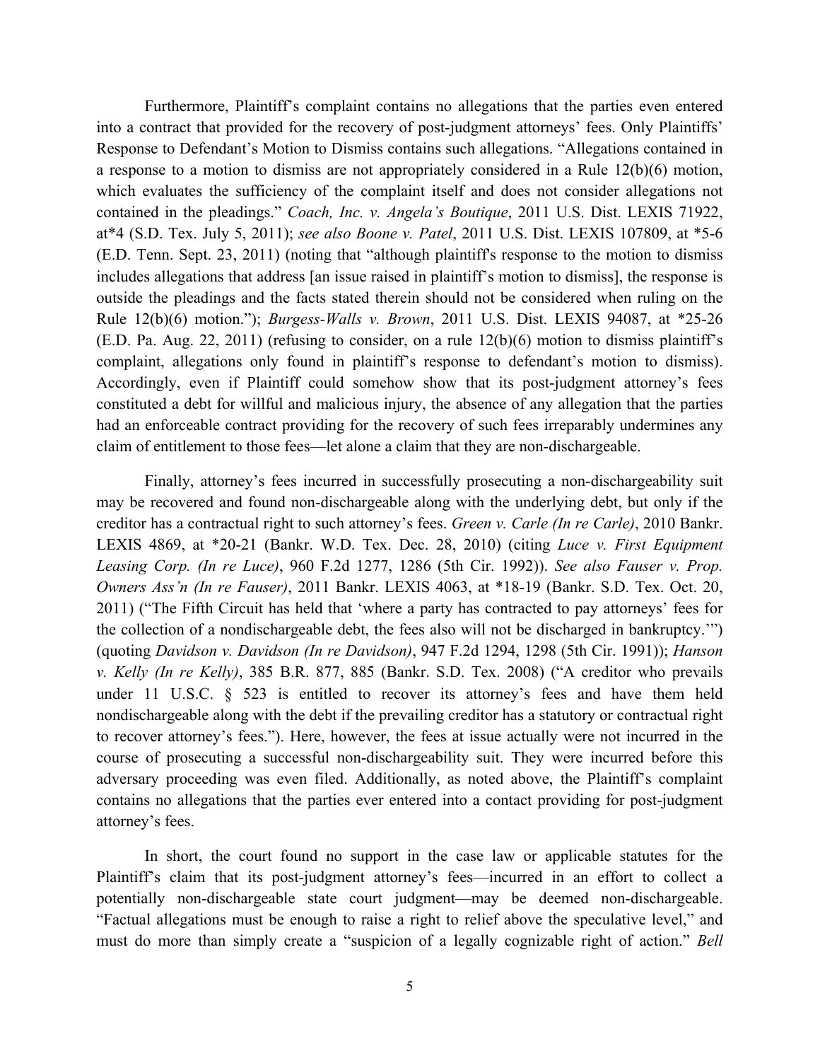Furthermore, Plaintiff's complaint contains no allegations that the parties even entered into a contract that provided for the recovery of post-judgment attorneys' fees. Only Plaintiffs' Response to Defendant's Motion to Dismiss contains such allegations. "Allegations contained in a response to a motion to dismiss are not appropriately considered in a Rule 12(b)(6) motion, which evaluates the sufficiency of the complaint itself and does not consider allegations not contained in the pleadings." *Coach, Inc. v. Angela's Boutique*, 2011 U.S. Dist. LEXIS 71922, at*4 (S.D. Tex. July 5, 2011); *see also Boone v. Patel*, 2011 U.S. Dist. LEXIS 107809, at *5-6 (E.D. Tenn. Sept. 23, 2011) (noting that "although plaintiff's response to the motion to dismiss includes allegations that address [an issue raised in plaintiff's motion to dismiss], the response is outside the pleadings and the facts stated therein should not be considered when ruling on the Rule 12(b)(6) motion."); *Burgess-Walls v. Brown*, 2011 U.S. Dist. LEXIS 94087, at *25-26 (E.D. Pa. Aug. 22, 2011) (refusing to consider, on a rule 12(b)(6) motion to dismiss plaintiff's complaint, allegations only found in plaintiff's response to defendant's motion to dismiss). Accordingly, even if Plaintiff could somehow show that its post-judgment attorney's fees constituted a debt for willful and malicious injury, the absence of any allegation that the parties had an enforceable contract providing for the recovery of such fees irreparably undermines any claim of entitlement to those fees—let alone a claim that they are non-dischargeable.

Finally, attorney's fees incurred in successfully prosecuting a non-dischargeability suit may be recovered and found non-dischargeable along with the underlying debt, but only if the creditor has a contractual right to such attorney's fees. *Green v. Carle (In re Carle)*, 2010 Bankr. LEXIS 4869, at *20-21 (Bankr. W.D. Tex. Dec. 28, 2010) (citing *Luce v. First Equipment Leasing Corp. (In re Luce)*, 960 F.2d 1277, 1286 (5th Cir. 1992)). *See also Fauser v. Prop. Owners Ass'n (In re Fauser)*, 2011 Bankr. LEXIS 4063, at *18-19 (Bankr. S.D. Tex. Oct. 20, 2011) ("The Fifth Circuit has held that 'where a party has contracted to pay attorneys' fees for the collection of a nondischargeable debt, the fees also will not be discharged in bankruptcy.'") (quoting *Davidson v. Davidson (In re Davidson)*, 947 F.2d 1294, 1298 (5th Cir. 1991)); *Hanson v. Kelly (In re Kelly)*, 385 B.R. 877, 885 (Bankr. S.D. Tex. 2008) ("A creditor who prevails under 11 U.S.C. § 523 is entitled to recover its attorney's fees and have them held nondischargeable along with the debt if the prevailing creditor has a statutory or contractual right to recover attorney's fees."). Here, however, the fees at issue actually were not incurred in the course of prosecuting a successful non-dischargeability suit. They were incurred before this adversary proceeding was even filed. Additionally, as noted above, the Plaintiff's complaint contains no allegations that the parties ever entered into a contact providing for post-judgment attorney's fees.

In short, the court found no support in the case law or applicable statutes for the Plaintiff's claim that its post-judgment attorney's fees—incurred in an effort to collect a potentially non-dischargeable state court judgment—may be deemed non-dischargeable. "Factual allegations must be enough to raise a right to relief above the speculative level," and must do more than simply create a "suspicion of a legally cognizable right of action." *Bell*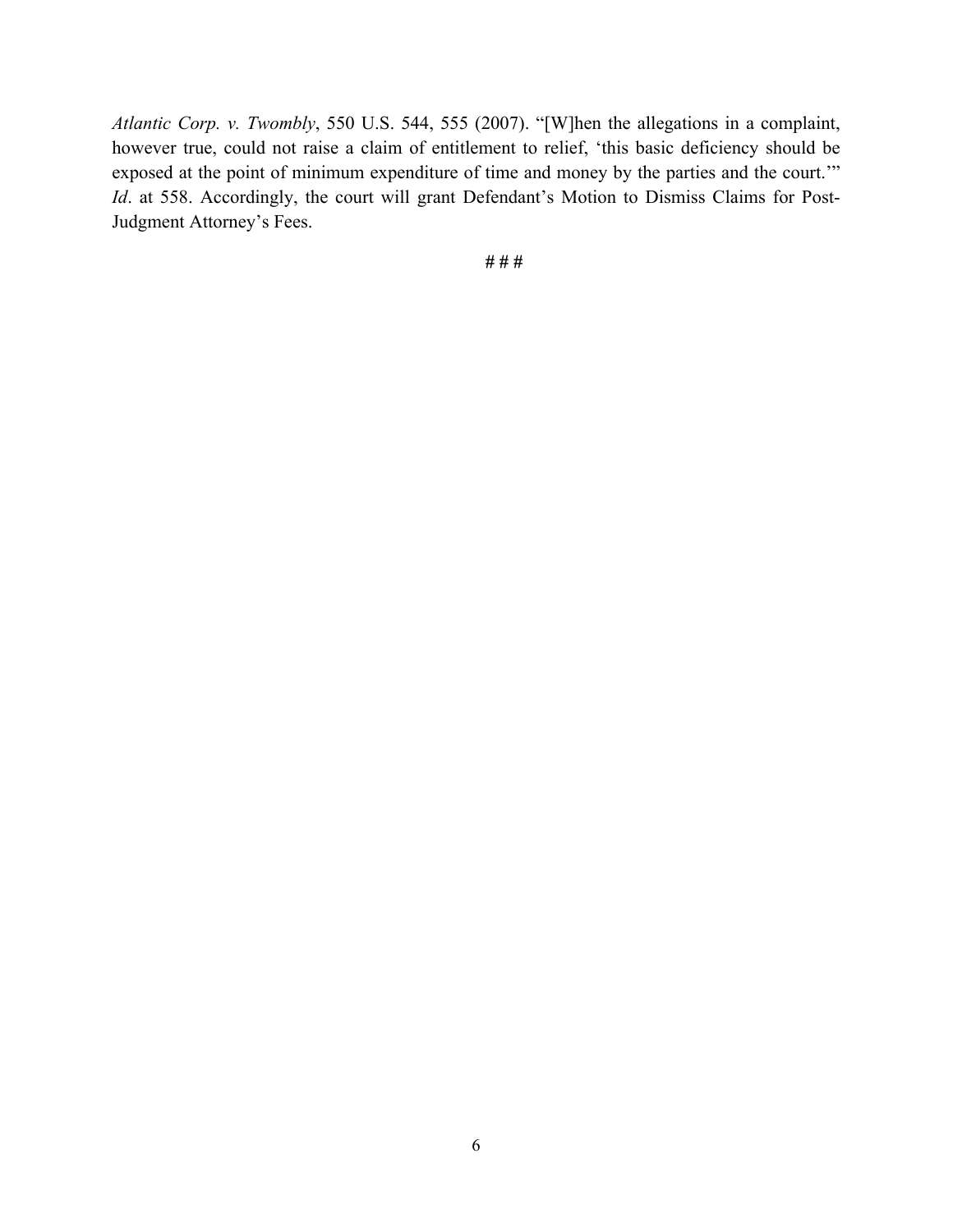*Atlantic Corp. v. Twombly*, 550 U.S. 544, 555 (2007). "[W]hen the allegations in a complaint, however true, could not raise a claim of entitlement to relief, 'this basic deficiency should be exposed at the point of minimum expenditure of time and money by the parties and the court.'" *Id*. at 558. Accordingly, the court will grant Defendant's Motion to Dismiss Claims for Post-Judgment Attorney's Fees.

# # #